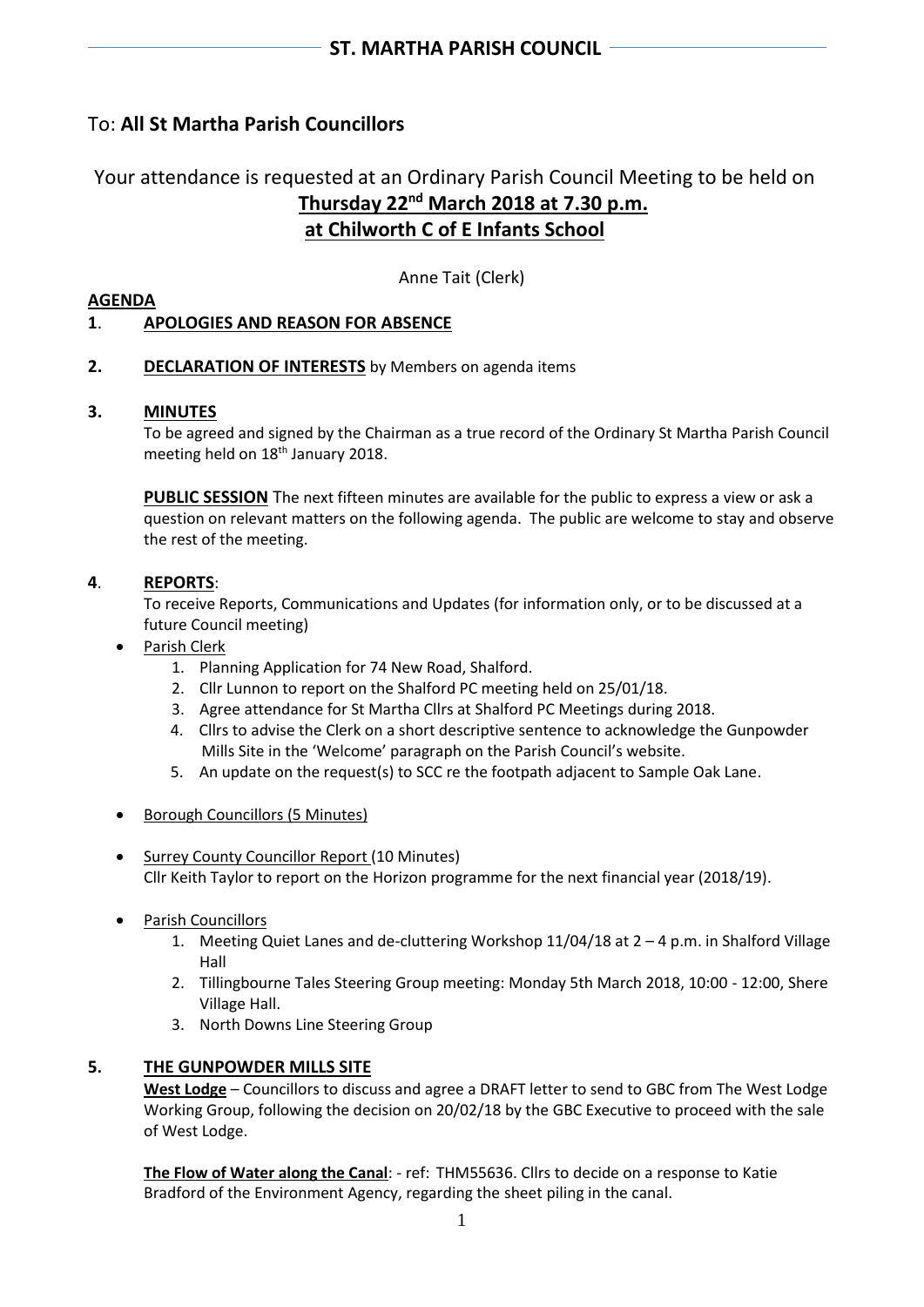## ST. MARTHA PARISH COUNCIL

To: **All St Martha Parish Councillors**

Your attendance is requested at an Ordinary Parish Council Meeting to be held on
**Thursday 22nd March 2018 at 7.30 p.m.**
**at Chilworth C of E Infants School**

Anne Tait (Clerk)

**AGENDA**

**1**. **APOLOGIES AND REASON FOR ABSENCE**

**2.** **DECLARATION OF INTERESTS** by Members on agenda items

**3.** **MINUTES**

To be agreed and signed by the Chairman as a true record of the Ordinary St Martha Parish Council meeting held on 18th January 2018.

**PUBLIC SESSION** The next fifteen minutes are available for the public to express a view or ask a question on relevant matters on the following agenda. The public are welcome to stay and observe the rest of the meeting.

**4**. **REPORTS**:

To receive Reports, Communications and Updates (for information only, or to be discussed at a future Council meeting)

- Parish Clerk
    1. Planning Application for 74 New Road, Shalford.
    2. Cllr Lunnon to report on the Shalford PC meeting held on 25/01/18.
    3. Agree attendance for St Martha Cllrs at Shalford PC Meetings during 2018.
    4. Cllrs to advise the Clerk on a short descriptive sentence to acknowledge the Gunpowder Mills Site in the 'Welcome' paragraph on the Parish Council's website.
    5. An update on the request(s) to SCC re the footpath adjacent to Sample Oak Lane.

- Borough Councillors (5 Minutes)

- Surrey County Councillor Report (10 Minutes)
  Cllr Keith Taylor to report on the Horizon programme for the next financial year (2018/19).

- Parish Councillors
    1. Meeting Quiet Lanes and de-cluttering Workshop 11/04/18 at 2 – 4 p.m. in Shalford Village Hall
    2. Tillingbourne Tales Steering Group meeting: Monday 5th March 2018, 10:00 - 12:00, Shere Village Hall.
    3. North Downs Line Steering Group

**5.** **THE GUNPOWDER MILLS SITE**

**West Lodge** – Councillors to discuss and agree a DRAFT letter to send to GBC from The West Lodge Working Group, following the decision on 20/02/18 by the GBC Executive to proceed with the sale of West Lodge.

**The Flow of Water along the Canal**: - ref: THM55636. Cllrs to decide on a response to Katie Bradford of the Environment Agency, regarding the sheet piling in the canal.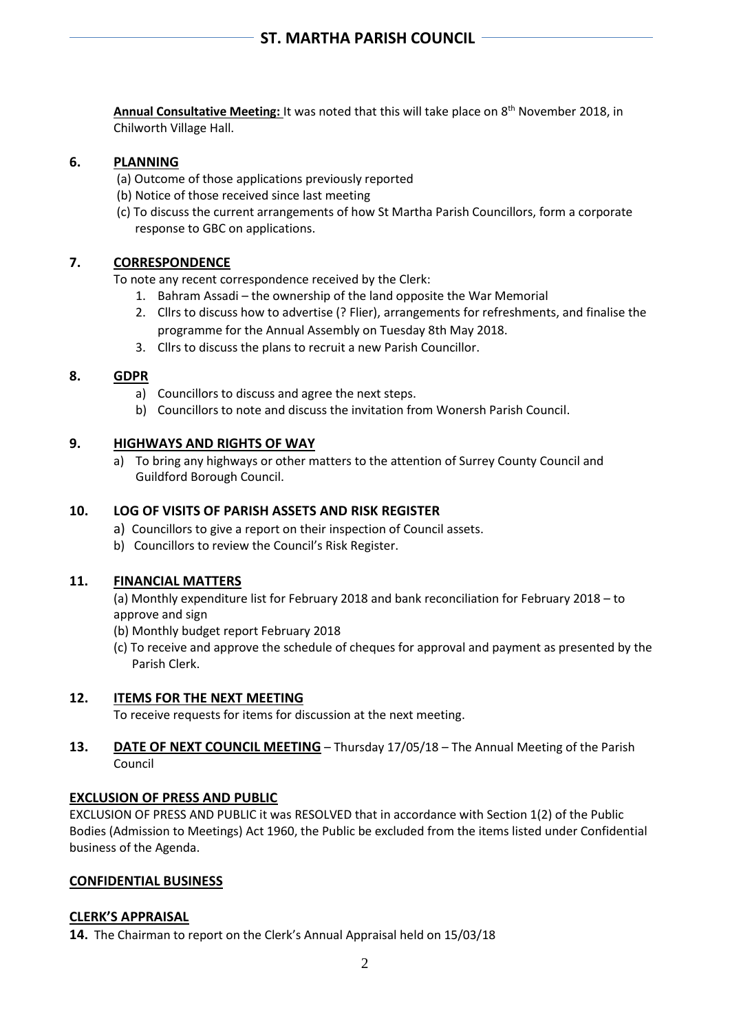**Annual Consultative Meeting:** It was noted that this will take place on 8th November 2018, in Chilworth Village Hall.

## 6. PLANNING

(a) Outcome of those applications previously reported
(b) Notice of those received since last meeting
(c) To discuss the current arrangements of how St Martha Parish Councillors, form a corporate response to GBC on applications.

## 7. CORRESPONDENCE

To note any recent correspondence received by the Clerk:

1. Bahram Assadi – the ownership of the land opposite the War Memorial
2. Cllrs to discuss how to advertise (? Flier), arrangements for refreshments, and finalise the programme for the Annual Assembly on Tuesday 8th May 2018.
3. Cllrs to discuss the plans to recruit a new Parish Councillor.

## 8. GDPR

a) Councillors to discuss and agree the next steps.
b) Councillors to note and discuss the invitation from Wonersh Parish Council.

## 9. HIGHWAYS AND RIGHTS OF WAY

a) To bring any highways or other matters to the attention of Surrey County Council and Guildford Borough Council.

## 10. LOG OF VISITS OF PARISH ASSETS AND RISK REGISTER

a) Councillors to give a report on their inspection of Council assets.
b) Councillors to review the Council's Risk Register.

## 11. FINANCIAL MATTERS

(a) Monthly expenditure list for February 2018 and bank reconciliation for February 2018 – to approve and sign
(b) Monthly budget report February 2018
(c) To receive and approve the schedule of cheques for approval and payment as presented by the Parish Clerk.

## 12. ITEMS FOR THE NEXT MEETING

To receive requests for items for discussion at the next meeting.

## 13. DATE OF NEXT COUNCIL MEETING – Thursday 17/05/18 – The Annual Meeting of the Parish Council

## EXCLUSION OF PRESS AND PUBLIC

EXCLUSION OF PRESS AND PUBLIC it was RESOLVED that in accordance with Section 1(2) of the Public Bodies (Admission to Meetings) Act 1960, the Public be excluded from the items listed under Confidential business of the Agenda.

## CONFIDENTIAL BUSINESS

## CLERK'S APPRAISAL

**14.** The Chairman to report on the Clerk's Annual Appraisal held on 15/03/18